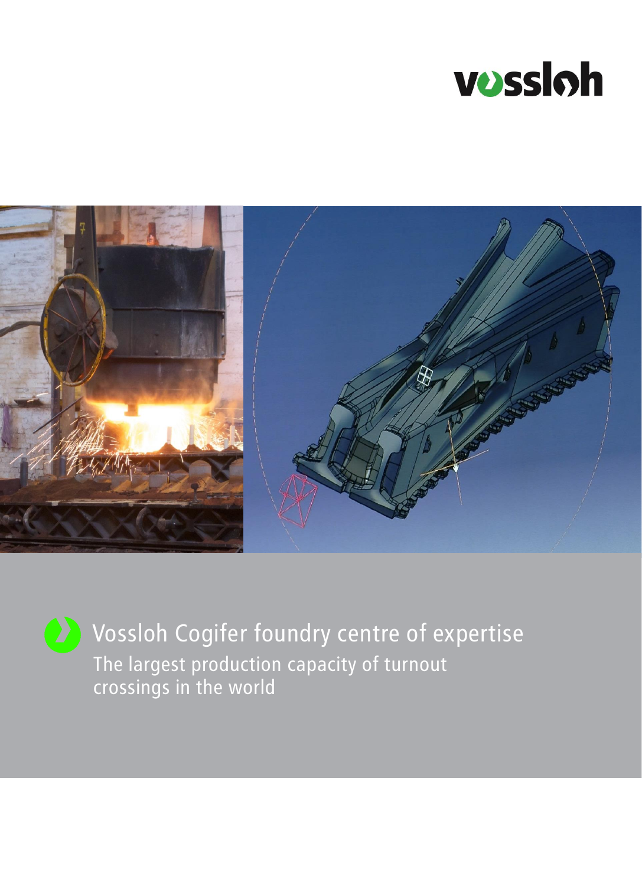# Vossloh Cogifer foundry centre of expertise

## The largest production capacity of turnout crossings in the world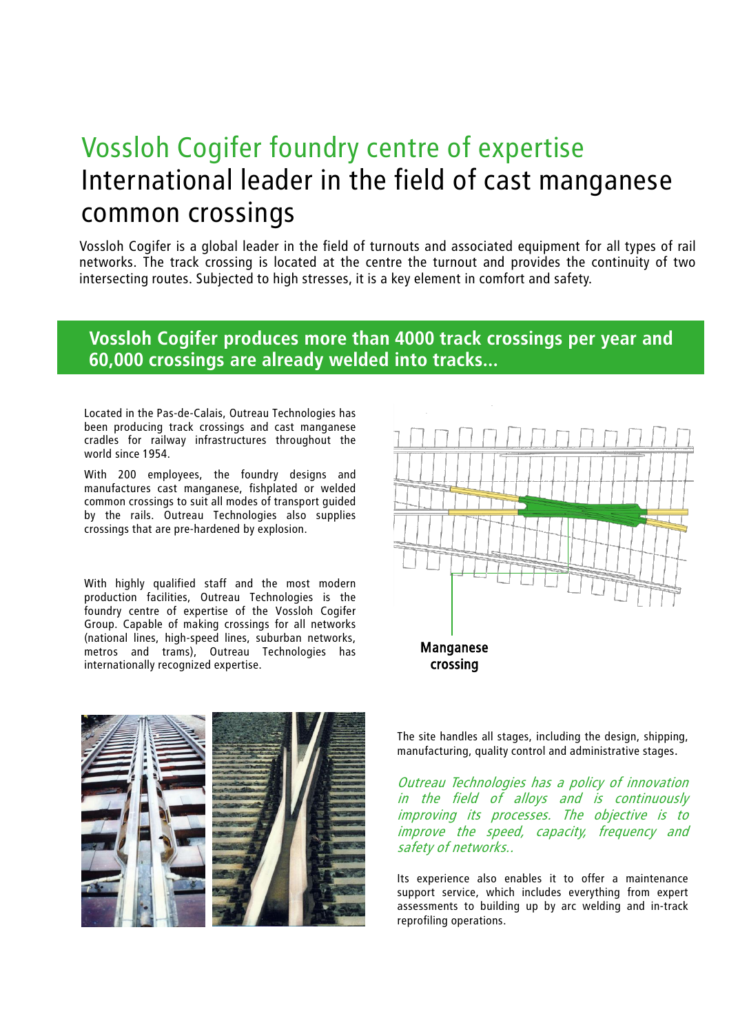# Vossloh Cogifer foundry centre of expertise

## International leader in the field of cast manganese common crossings

Vossloh Cogifer is a global leader in the field of turnouts and associated equipment for all types of rail networks. The track crossing is located at the centre the turnout and provides the continuity of two intersecting routes. Subjected to high stresses, it is a key element in comfort and safety.

**Vossloh Cogifer produces more than 4000 track crossings per year and 60,000 crossings are already welded into tracks...**

Located in the Pas-de-Calais, Outreau Technologies has been producing track crossings and cast manganese cradles for railway infrastructures throughout the world since 1954.

With 200 employees, the foundry designs and manufactures cast manganese, fishplated or welded common crossings to suit all modes of transport guided by the rails. Outreau Technologies also supplies crossings that are pre-hardened by explosion.

With highly qualified staff and the most modern production facilities, Outreau Technologies is the foundry centre of expertise of the Vossloh Cogifer Group. Capable of making crossings for all networks (national lines, high-speed lines, suburban networks, metros and trams), Outreau Technologies has internationally recognized expertise.

Manganese crossing

The site handles all stages, including the design, shipping, manufacturing, quality control and administrative stages.

*Outreau Technologies has a policy of innovation in the field of alloys and is continuously improving its processes. The objective is to improve the speed, capacity, frequency and safety of networks..*

Its experience also enables it to offer a maintenance support service, which includes everything from expert assessments to building up by arc welding and in-track reprofiling operations.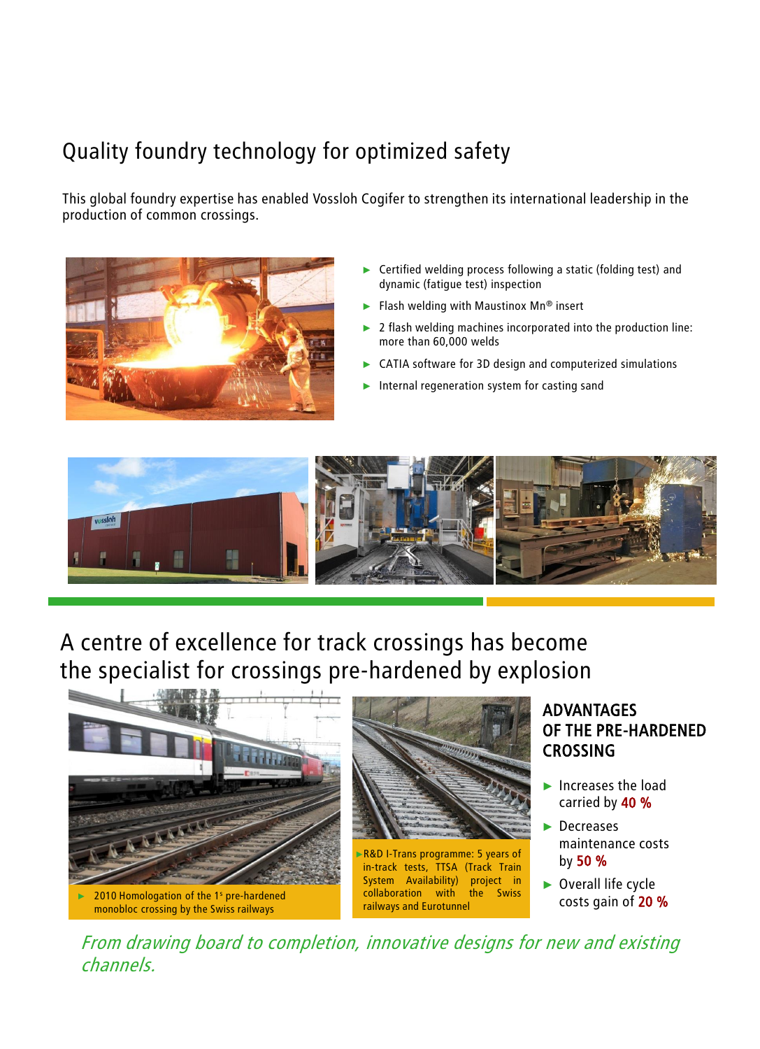## Quality foundry technology for optimized safety

This global foundry expertise has enabled Vossloh Cogifer to strengthen its international leadership in the production of common crossings.

- Certified welding process following a static (folding test) and dynamic (fatigue test) inspection
- Flash welding with Maustinox Mn® insert
- 2 flash welding machines incorporated into the production line: more than 60,000 welds
- CATIA software for 3D design and computerized simulations
- Internal regeneration system for casting sand

## A centre of excellence for track crossings has become the specialist for crossings pre-hardened by explosion

- 2010 Homologation of the 1st pre-hardened monobloc crossing by the Swiss railways

- R&D I-Trans programme: 5 years of in-track tests, TTSA (Track Train System Availability) project in collaboration with the Swiss railways and Eurotunnel

### ADVANTAGES OF THE PRE-HARDENED CROSSING

- Increases the load carried by **40 %**
- Decreases maintenance costs by **50 %**
- Overall life cycle costs gain of **20 %**

*From drawing board to completion, innovative designs for new and existing channels.*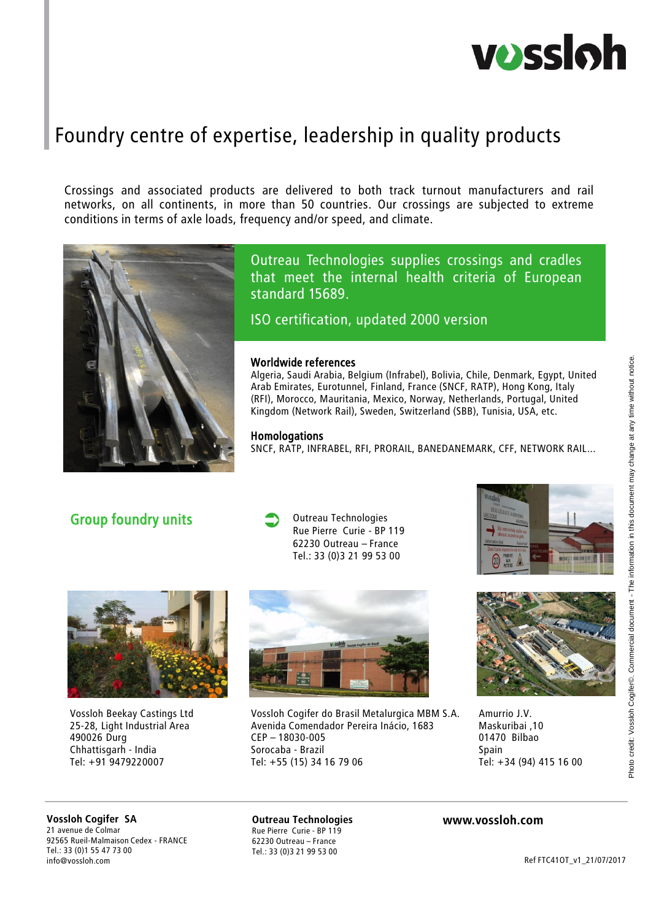# Foundry centre of expertise, leadership in quality products

Crossings and associated products are delivered to both track turnout manufacturers and rail networks, on all continents, in more than 50 countries. Our crossings are subjected to extreme conditions in terms of axle loads, frequency and/or speed, and climate.

Outreau Technologies supplies crossings and cradles that meet the internal health criteria of European standard 15689.

ISO certification, updated 2000 version

**Worldwide references**

Algeria, Saudi Arabia, Belgium (Infrabel), Bolivia, Chile, Denmark, Egypt, United Arab Emirates, Eurotunnel, Finland, France (SNCF, RATP), Hong Kong, Italy (RFI), Morocco, Mauritania, Mexico, Norway, Netherlands, Portugal, United Kingdom (Network Rail), Sweden, Switzerland (SBB), Tunisia, USA, etc.

**Homologations**

SNCF, RATP, INFRABEL, RFI, PRORAIL, BANEDANEMARK, CFF, NETWORK RAIL...

## Group foundry units

Outreau Technologies
Rue Pierre Curie - BP 119
62230 Outreau – France
Tel.: 33 (0)3 21 99 53 00

Vossloh Beekay Castings Ltd
25-28, Light Industrial Area
490026 Durg
Chhattisgarh - India
Tel: +91 9479220007

Vossloh Cogifer do Brasil Metalurgica MBM S.A.
Avenida Comendador Pereira Inácio, 1683
CEP – 18030-005
Sorocaba - Brazil
Tel: +55 (15) 34 16 79 06

Amurrio J.V.
Maskuribai ,10
01470 Bilbao
Spain
Tel: +34 (94) 415 16 00

Photo credit: Vossloh Cogifer©. Commercial document - The information in this document may change at any time without notice.

**Vossloh Cogifer SA**
21 avenue de Colmar
92565 Rueil-Malmaison Cedex - FRANCE
Tel.: 33 (0)1 55 47 73 00
info@vossloh.com

**Outreau Technologies**
Rue Pierre Curie - BP 119
62230 Outreau – France
Tel.: 33 (0)3 21 99 53 00

**www.vossloh.com**

Ref FTC41OT_v1_21/07/2017